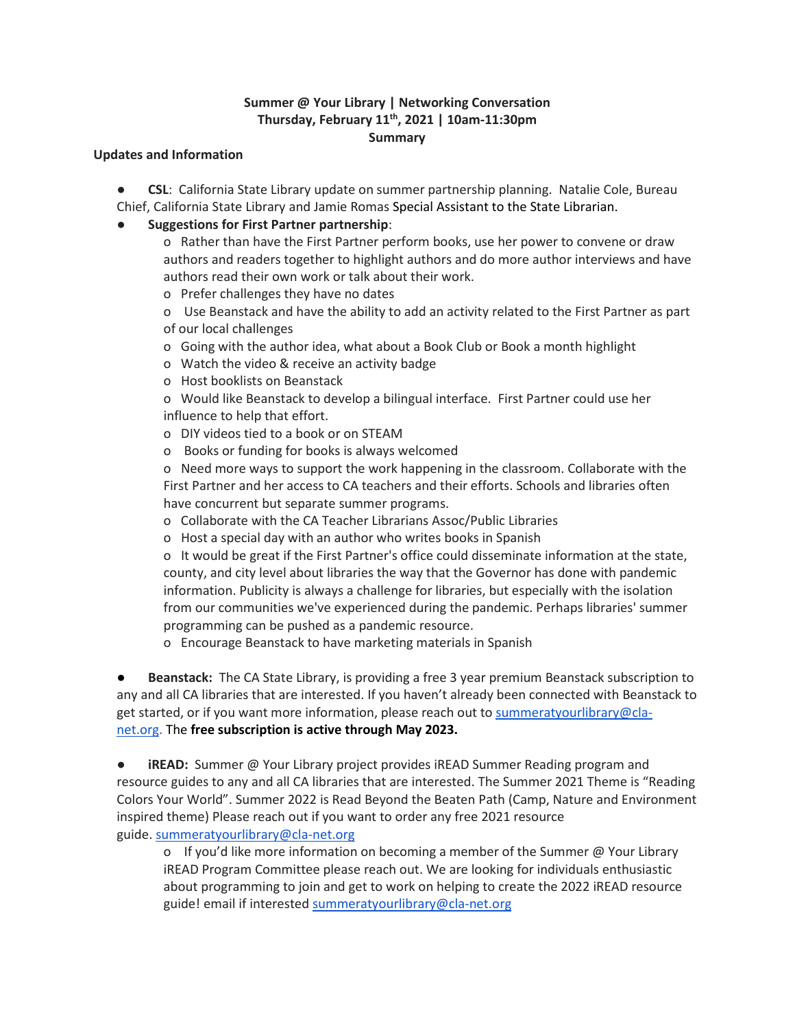**Summer @ Your Library | Networking Conversation**
**Thursday, February 11th, 2021 | 10am-11:30pm**
**Summary**

**Updates and Information**

- **CSL**: California State Library update on summer partnership planning. Natalie Cole, Bureau Chief, California State Library and Jamie Romas Special Assistant to the State Librarian.
- **Suggestions for First Partner partnership**:
  - Rather than have the First Partner perform books, use her power to convene or draw authors and readers together to highlight authors and do more author interviews and have authors read their own work or talk about their work.
  - Prefer challenges they have no dates
  - Use Beanstack and have the ability to add an activity related to the First Partner as part of our local challenges
  - Going with the author idea, what about a Book Club or Book a month highlight
  - Watch the video & receive an activity badge
  - Host booklists on Beanstack
  - Would like Beanstack to develop a bilingual interface. First Partner could use her influence to help that effort.
  - DIY videos tied to a book or on STEAM
  - Books or funding for books is always welcomed
  - Need more ways to support the work happening in the classroom. Collaborate with the First Partner and her access to CA teachers and their efforts. Schools and libraries often have concurrent but separate summer programs.
  - Collaborate with the CA Teacher Librarians Assoc/Public Libraries
  - Host a special day with an author who writes books in Spanish
  - It would be great if the First Partner's office could disseminate information at the state, county, and city level about libraries the way that the Governor has done with pandemic information. Publicity is always a challenge for libraries, but especially with the isolation from our communities we've experienced during the pandemic. Perhaps libraries' summer programming can be pushed as a pandemic resource.
  - Encourage Beanstack to have marketing materials in Spanish

- **Beanstack:** The CA State Library, is providing a free 3 year premium Beanstack subscription to any and all CA libraries that are interested. If you haven't already been connected with Beanstack to get started, or if you want more information, please reach out to summeratyourlibrary@cla-net.org. The **free subscription is active through May 2023.**

- **iREAD:** Summer @ Your Library project provides iREAD Summer Reading program and resource guides to any and all CA libraries that are interested. The Summer 2021 Theme is "Reading Colors Your World". Summer 2022 is Read Beyond the Beaten Path (Camp, Nature and Environment inspired theme) Please reach out if you want to order any free 2021 resource guide. summeratyourlibrary@cla-net.org
  - If you'd like more information on becoming a member of the Summer @ Your Library iREAD Program Committee please reach out. We are looking for individuals enthusiastic about programming to join and get to work on helping to create the 2022 iREAD resource guide! email if interested summeratyourlibrary@cla-net.org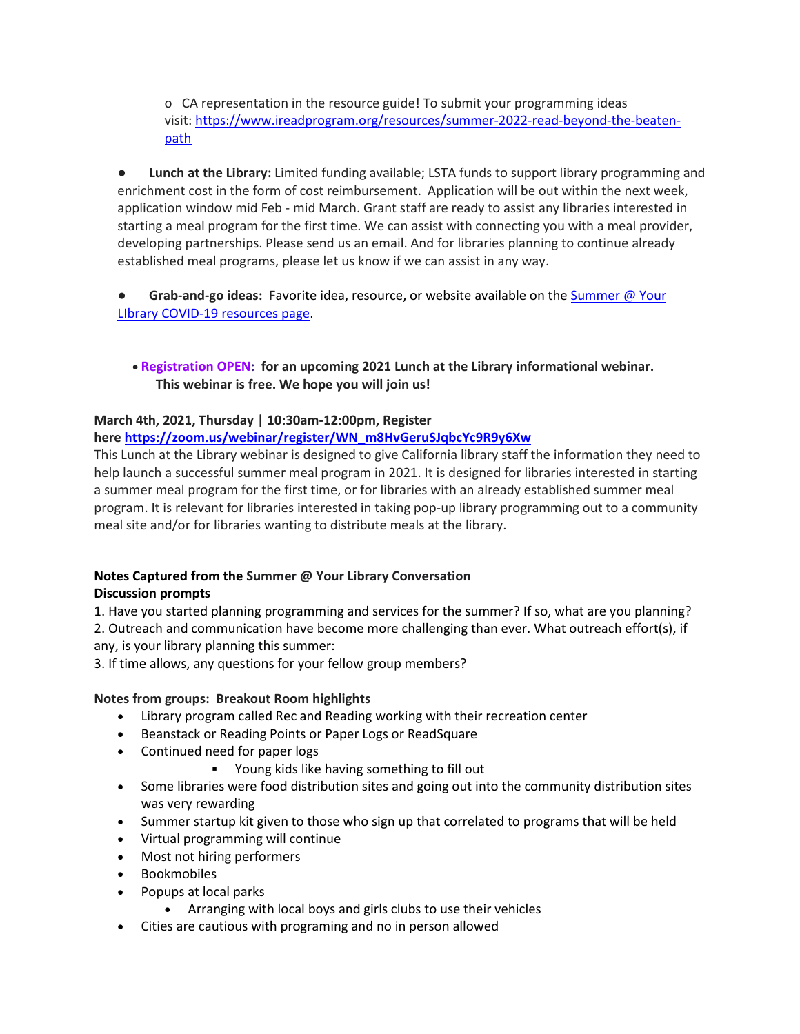- o CA representation in the resource guide! To submit your programming ideas visit: https://www.ireadprogram.org/resources/summer-2022-read-beyond-the-beaten-path

- **Lunch at the Library:** Limited funding available; LSTA funds to support library programming and enrichment cost in the form of cost reimbursement. Application will be out within the next week, application window mid Feb - mid March. Grant staff are ready to assist any libraries interested in starting a meal program for the first time. We can assist with connecting you with a meal provider, developing partnerships. Please send us an email. And for libraries planning to continue already established meal programs, please let us know if we can assist in any way.

- **Grab-and-go ideas:** Favorite idea, resource, or website available on the Summer @ Your LIbrary COVID-19 resources page.

- **Registration OPEN: for an upcoming 2021 Lunch at the Library informational webinar. This webinar is free. We hope you will join us!**

**March 4th, 2021, Thursday | 10:30am-12:00pm, Register here https://zoom.us/webinar/register/WN_m8HvGeruSJqbcYc9R9y6Xw**

This Lunch at the Library webinar is designed to give California library staff the information they need to help launch a successful summer meal program in 2021. It is designed for libraries interested in starting a summer meal program for the first time, or for libraries with an already established summer meal program. It is relevant for libraries interested in taking pop-up library programming out to a community meal site and/or for libraries wanting to distribute meals at the library.

**Notes Captured from the Summer @ Your Library Conversation**
**Discussion prompts**

1. Have you started planning programming and services for the summer? If so, what are you planning?
2. Outreach and communication have become more challenging than ever. What outreach effort(s), if any, is your library planning this summer:
3. If time allows, any questions for your fellow group members?

**Notes from groups: Breakout Room highlights**

- Library program called Rec and Reading working with their recreation center
- Beanstack or Reading Points or Paper Logs or ReadSquare
- Continued need for paper logs
  - Young kids like having something to fill out
- Some libraries were food distribution sites and going out into the community distribution sites was very rewarding
- Summer startup kit given to those who sign up that correlated to programs that will be held
- Virtual programming will continue
- Most not hiring performers
- Bookmobiles
- Popups at local parks
  - Arranging with local boys and girls clubs to use their vehicles
- Cities are cautious with programing and no in person allowed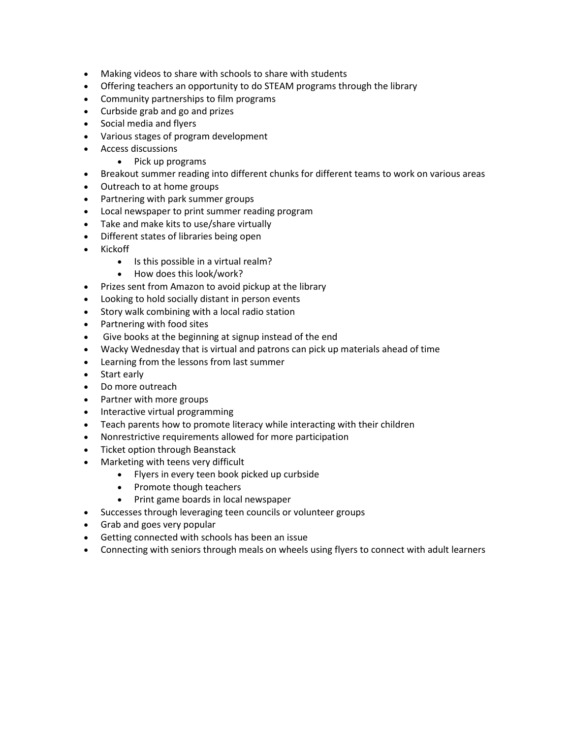- Making videos to share with schools to share with students
- Offering teachers an opportunity to do STEAM programs through the library
- Community partnerships to film programs
- Curbside grab and go and prizes
- Social media and flyers
- Various stages of program development
- Access discussions
    - Pick up programs
- Breakout summer reading into different chunks for different teams to work on various areas
- Outreach to at home groups
- Partnering with park summer groups
- Local newspaper to print summer reading program
- Take and make kits to use/share virtually
- Different states of libraries being open
- Kickoff
    - Is this possible in a virtual realm?
    - How does this look/work?
- Prizes sent from Amazon to avoid pickup at the library
- Looking to hold socially distant in person events
- Story walk combining with a local radio station
- Partnering with food sites
- Give books at the beginning at signup instead of the end
- Wacky Wednesday that is virtual and patrons can pick up materials ahead of time
- Learning from the lessons from last summer
- Start early
- Do more outreach
- Partner with more groups
- Interactive virtual programming
- Teach parents how to promote literacy while interacting with their children
- Nonrestrictive requirements allowed for more participation
- Ticket option through Beanstack
- Marketing with teens very difficult
    - Flyers in every teen book picked up curbside
    - Promote though teachers
    - Print game boards in local newspaper
- Successes through leveraging teen councils or volunteer groups
- Grab and goes very popular
- Getting connected with schools has been an issue
- Connecting with seniors through meals on wheels using flyers to connect with adult learners